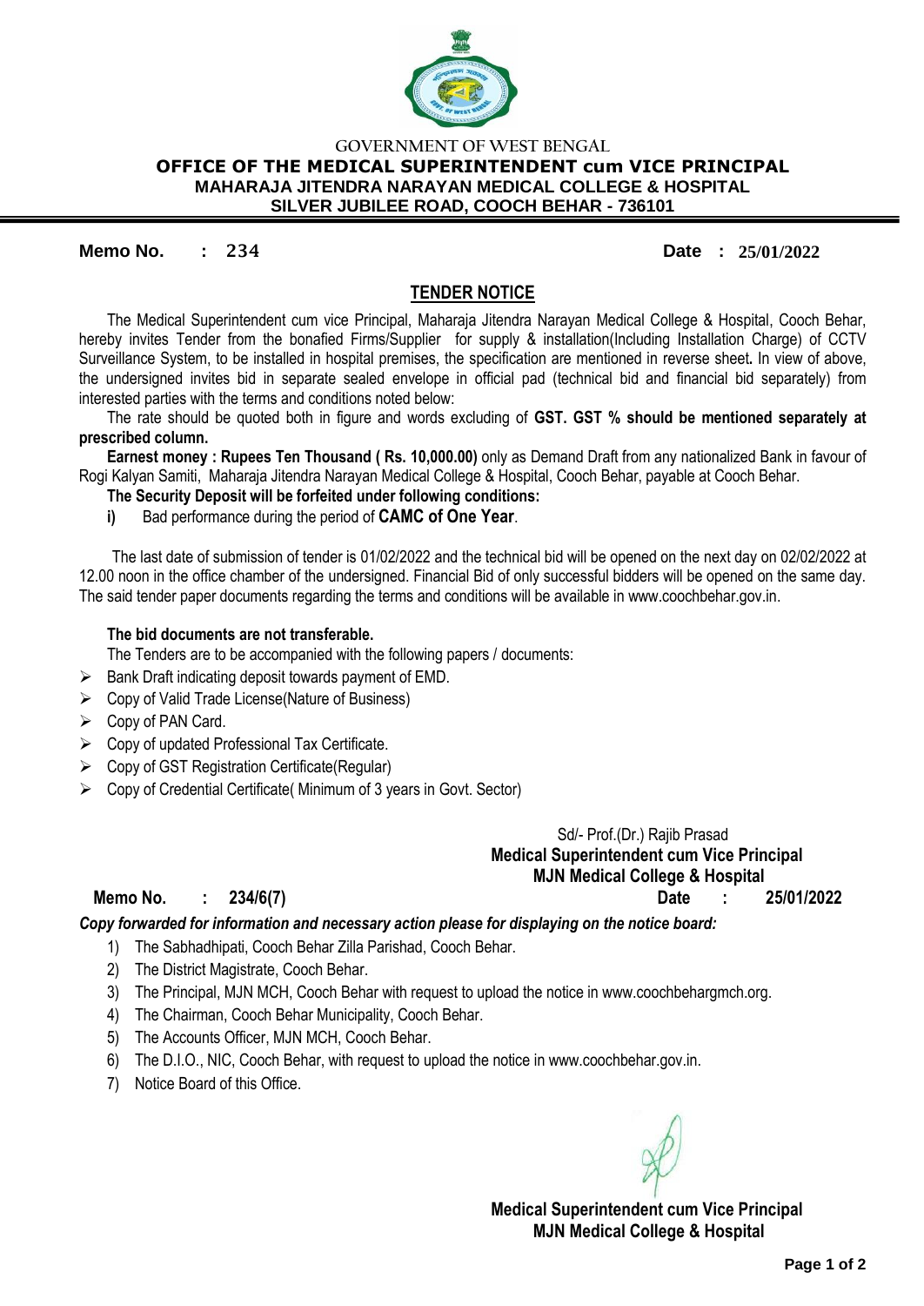GOVERNMENT OF WEST BENGAL

**OFFICE OF THE MEDICAL SUPERINTENDENT cum VICE PRINCIPAL**
**MAHARAJA JITENDRA NARAYAN MEDICAL COLLEGE & HOSPITAL**
**SILVER JUBILEE ROAD, COOCH BEHAR - 736101**

**Memo No. : 234** **Date : 25/01/2022**

## TENDER NOTICE

The Medical Superintendent cum vice Principal, Maharaja Jitendra Narayan Medical College & Hospital, Cooch Behar, hereby invites Tender from the bonafied Firms/Supplier for supply & installation(Including Installation Charge) of CCTV Surveillance System, to be installed in hospital premises, the specification are mentioned in reverse sheet**.** In view of above, the undersigned invites bid in separate sealed envelope in official pad (technical bid and financial bid separately) from interested parties with the terms and conditions noted below:

The rate should be quoted both in figure and words excluding of **GST. GST % should be mentioned separately at prescribed column.**

**Earnest money : Rupees Ten Thousand ( Rs. 10,000.00)** only as Demand Draft from any nationalized Bank in favour of Rogi Kalyan Samiti, Maharaja Jitendra Narayan Medical College & Hospital, Cooch Behar, payable at Cooch Behar.

**The Security Deposit will be forfeited under following conditions:**

**i)** Bad performance during the period of **CAMC of One Year**.

The last date of submission of tender is 01/02/2022 and the technical bid will be opened on the next day on 02/02/2022 at 12.00 noon in the office chamber of the undersigned. Financial Bid of only successful bidders will be opened on the same day. The said tender paper documents regarding the terms and conditions will be available in www.coochbehar.gov.in.

**The bid documents are not transferable.**

The Tenders are to be accompanied with the following papers / documents:

- Bank Draft indicating deposit towards payment of EMD.
- Copy of Valid Trade License(Nature of Business)
- Copy of PAN Card.
- Copy of updated Professional Tax Certificate.
- Copy of GST Registration Certificate(Regular)
- Copy of Credential Certificate( Minimum of 3 years in Govt. Sector)

Sd/- Prof.(Dr.) Rajib Prasad
**Medical Superintendent cum Vice Principal**
**MJN Medical College & Hospital**

**Memo No. : 234/6(7)** **Date : 25/01/2022**

***Copy forwarded for information and necessary action please for displaying on the notice board:***

1) The Sabhadhipati, Cooch Behar Zilla Parishad, Cooch Behar.
2) The District Magistrate, Cooch Behar.
3) The Principal, MJN MCH, Cooch Behar with request to upload the notice in www.coochbehargmch.org.
4) The Chairman, Cooch Behar Municipality, Cooch Behar.
5) The Accounts Officer, MJN MCH, Cooch Behar.
6) The D.I.O., NIC, Cooch Behar, with request to upload the notice in www.coochbehar.gov.in.
7) Notice Board of this Office.

**Medical Superintendent cum Vice Principal**
**MJN Medical College & Hospital**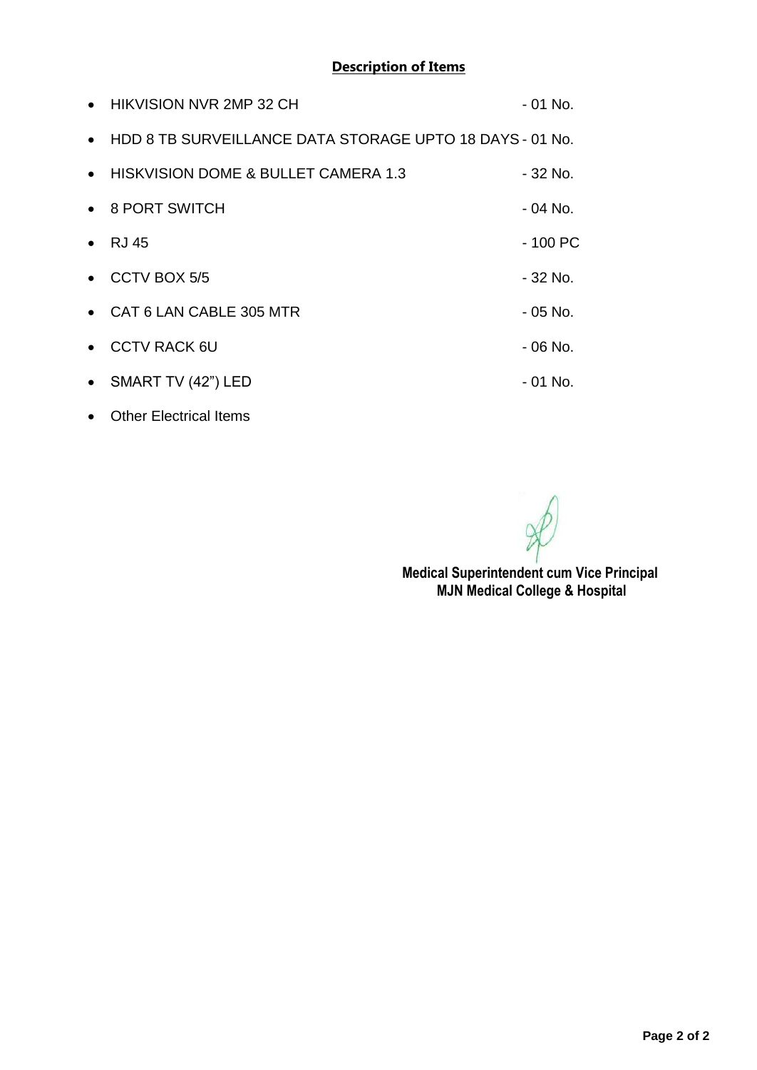## Description of Items

- HIKVISION NVR 2MP 32 CH - 01 No.
- HDD 8 TB SURVEILLANCE DATA STORAGE UPTO 18 DAYS - 01 No.
- HISKVISION DOME & BULLET CAMERA 1.3 - 32 No.
- 8 PORT SWITCH - 04 No.
- RJ 45 - 100 PC
- CCTV BOX 5/5 - 32 No.
- CAT 6 LAN CABLE 305 MTR - 05 No.
- CCTV RACK 6U - 06 No.
- SMART TV (42") LED - 01 No.
- Other Electrical Items

**Medical Superintendent cum Vice Principal**
**MJN Medical College & Hospital**